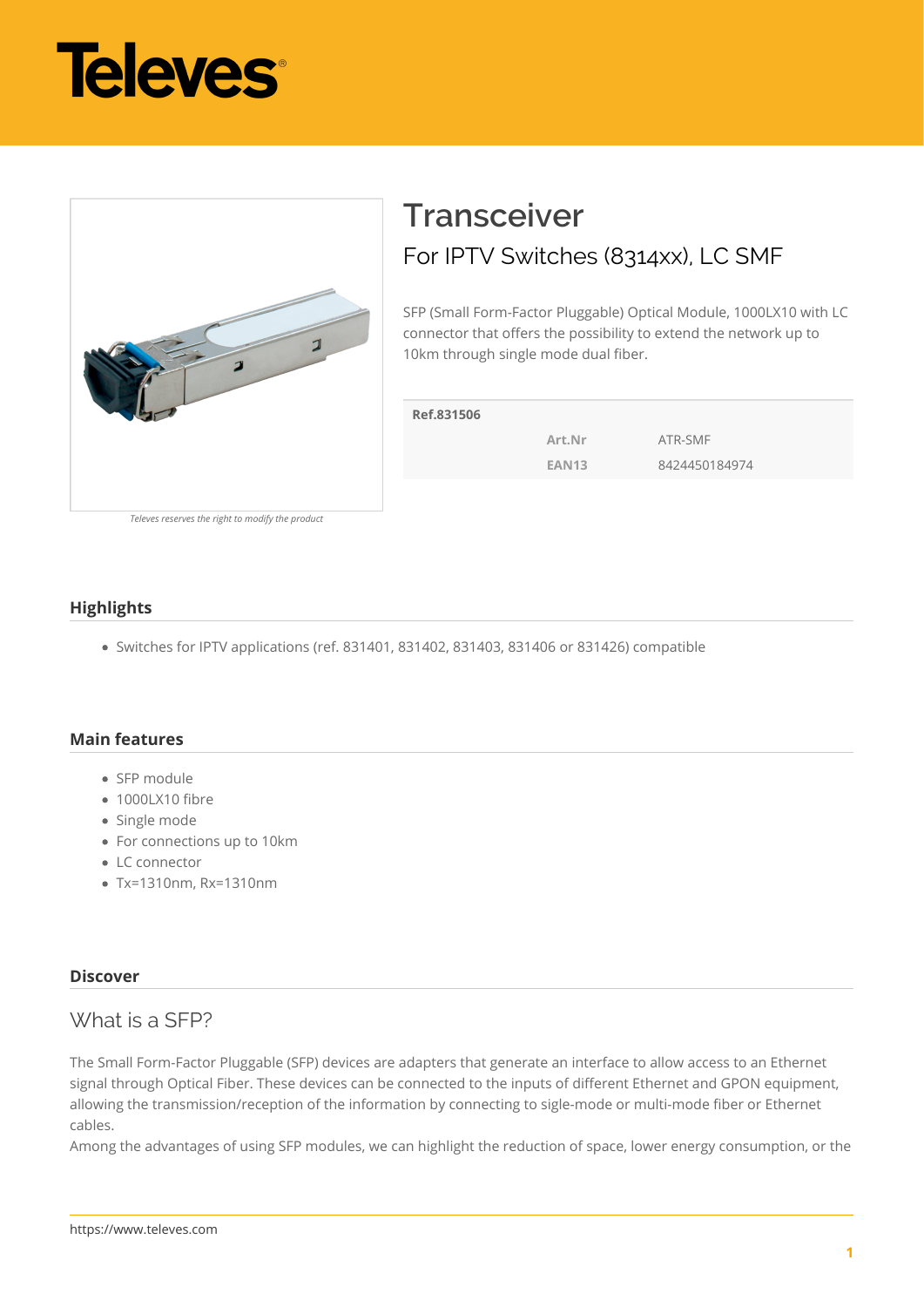# Transceiver

## For IPTV Switches (8314xx), LC SMF

SFP (Small Form-Factor Pluggable) Optical Module, 1000LX10 with LC connector that offers the possibility to extend the network up to 10km through single mode dual fiber.

| Ref.831506 | | |
|---|---|---|
| | Art.Nr | ATR-SMF |
| | EAN13 | 8424450184974 |

*Televes reserves the right to modify the product*

### Highlights

- Switches for IPTV applications (ref. 831401, 831402, 831403, 831406 or 831426) compatible

### Main features

- SFP module
- 1000LX10 fibre
- Single mode
- For connections up to 10km
- LC connector
- Tx=1310nm, Rx=1310nm

### Discover

## What is a SFP?

The Small Form-Factor Pluggable (SFP) devices are adapters that generate an interface to allow access to an Ethernet signal through Optical Fiber. These devices can be connected to the inputs of different Ethernet and GPON equipment, allowing the transmission/reception of the information by connecting to sigle-mode or multi-mode fiber or Ethernet cables.

Among the advantages of using SFP modules, we can highlight the reduction of space, lower energy consumption, or the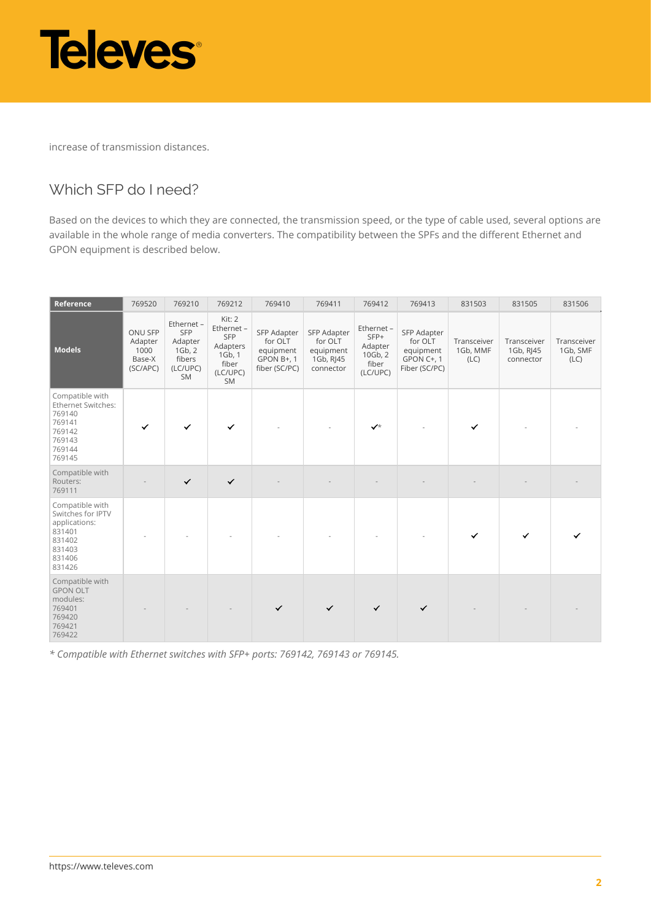increase of transmission distances.

## Which SFP do I need?

Based on the devices to which they are connected, the transmission speed, or the type of cable used, several options are available in the whole range of media converters. The compatibility between the SPFs and the different Ethernet and GPON equipment is described below.

| Reference | 769520 | 769210 | 769212 | 769410 | 769411 | 769412 | 769413 | 831503 | 831505 | 831506 |
|---|---|---|---|---|---|---|---|---|---|---|
| **Models** | ONU SFP Adapter 1000 Base-X (SC/APC) | Ethernet – SFP Adapter 1Gb, 2 fibers (LC/UPC) SM | Kit: 2 Ethernet – SFP Adapters 1Gb, 1 fiber (LC/UPC) SM | SFP Adapter for OLT equipment GPON B+, 1 fiber (SC/PC) | SFP Adapter for OLT equipment 1Gb, RJ45 connector | Ethernet – SFP+ Adapter 10Gb, 2 fiber (LC/UPC) | SFP Adapter for OLT equipment GPON C+, 1 Fiber (SC/PC) | Transceiver 1Gb, MMF (LC) | Transceiver 1Gb, RJ45 connector | Transceiver 1Gb, SMF (LC) |
| Compatible with Ethernet Switches: 769140 769141 769142 769143 769144 769145 | ✓ | ✓ | ✓ | - | - | ✓* | - | ✓ | - | - |
| Compatible with Routers: 769111 | - | ✓ | ✓ | - | - | - | - | - | - | - |
| Compatible with Switches for IPTV applications: 831401 831402 831403 831406 831426 | - | - | - | - | - | - | - | ✓ | ✓ | ✓ |
| Compatible with GPON OLT modules: 769401 769420 769421 769422 | - | - | - | ✓ | ✓ | ✓ | ✓ | - | - | - |

*\* Compatible with Ethernet switches with SFP+ ports: 769142, 769143 or 769145.*

https://www.televes.com